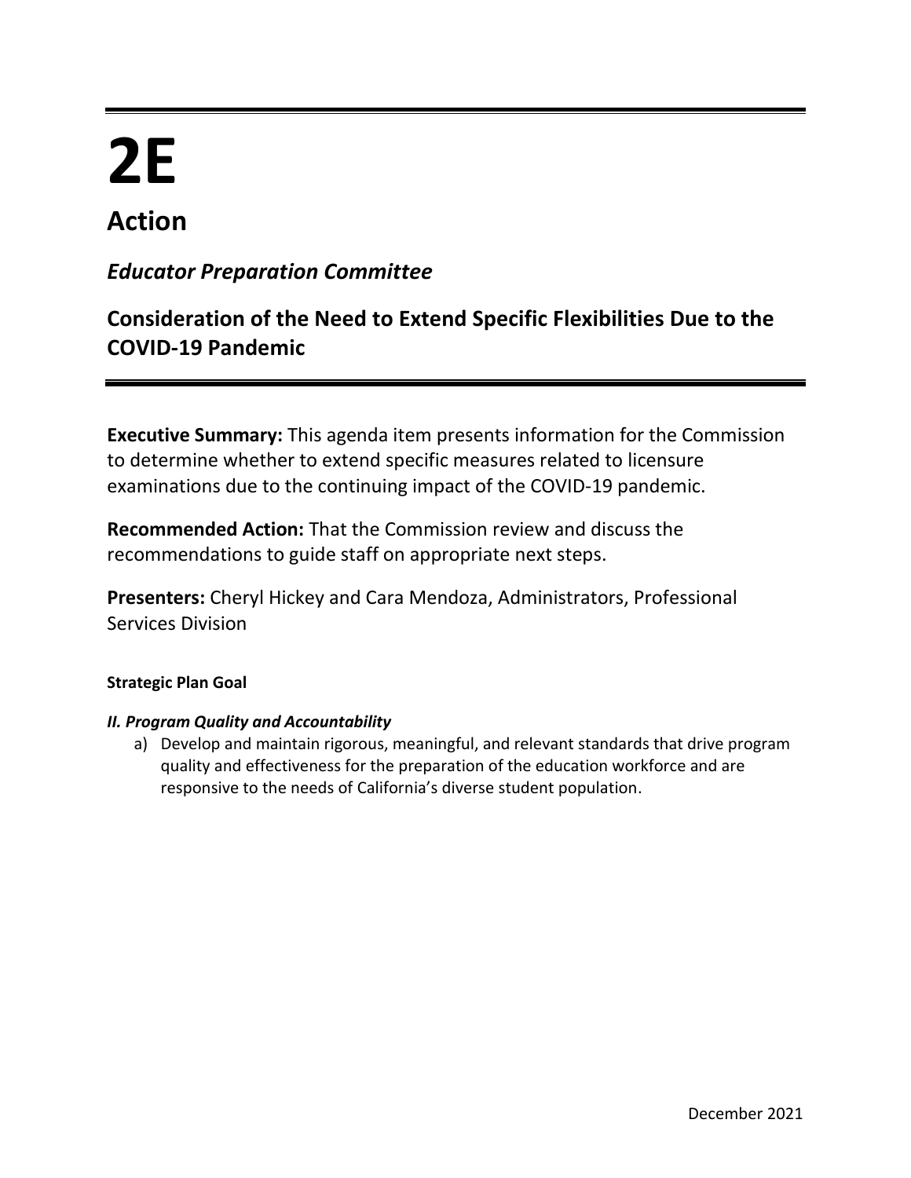# 2E

## Action

### *Educator Preparation Committee*

### Consideration of the Need to Extend Specific Flexibilities Due to the COVID-19 Pandemic

**Executive Summary:** This agenda item presents information for the Commission to determine whether to extend specific measures related to licensure examinations due to the continuing impact of the COVID-19 pandemic.

**Recommended Action:** That the Commission review and discuss the recommendations to guide staff on appropriate next steps.

**Presenters:** Cheryl Hickey and Cara Mendoza, Administrators, Professional Services Division

**Strategic Plan Goal**

***II. Program Quality and Accountability***

a) Develop and maintain rigorous, meaningful, and relevant standards that drive program quality and effectiveness for the preparation of the education workforce and are responsive to the needs of California's diverse student population.

December 2021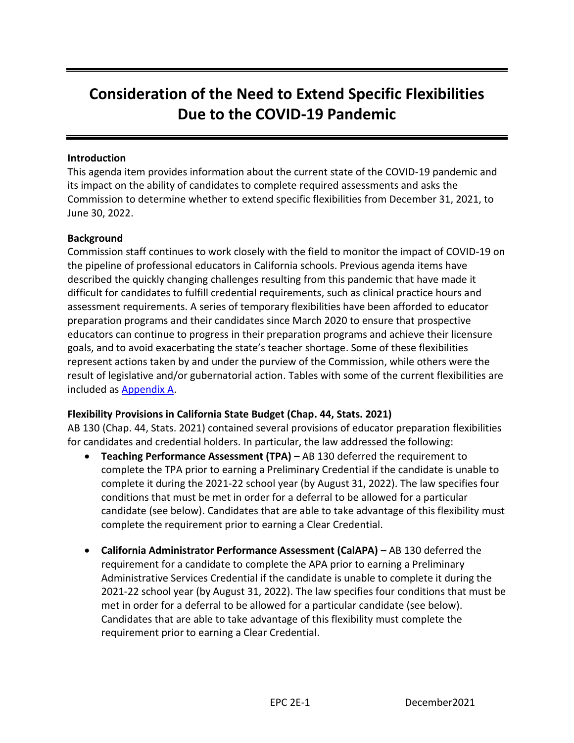# Consideration of the Need to Extend Specific Flexibilities Due to the COVID-19 Pandemic

**Introduction**

This agenda item provides information about the current state of the COVID-19 pandemic and its impact on the ability of candidates to complete required assessments and asks the Commission to determine whether to extend specific flexibilities from December 31, 2021, to June 30, 2022.

**Background**

Commission staff continues to work closely with the field to monitor the impact of COVID-19 on the pipeline of professional educators in California schools. Previous agenda items have described the quickly changing challenges resulting from this pandemic that have made it difficult for candidates to fulfill credential requirements, such as clinical practice hours and assessment requirements. A series of temporary flexibilities have been afforded to educator preparation programs and their candidates since March 2020 to ensure that prospective educators can continue to progress in their preparation programs and achieve their licensure goals, and to avoid exacerbating the state's teacher shortage. Some of these flexibilities represent actions taken by and under the purview of the Commission, while others were the result of legislative and/or gubernatorial action. Tables with some of the current flexibilities are included as Appendix A.

**Flexibility Provisions in California State Budget (Chap. 44, Stats. 2021)**

AB 130 (Chap. 44, Stats. 2021) contained several provisions of educator preparation flexibilities for candidates and credential holders. In particular, the law addressed the following:

- **Teaching Performance Assessment (TPA) –** AB 130 deferred the requirement to complete the TPA prior to earning a Preliminary Credential if the candidate is unable to complete it during the 2021-22 school year (by August 31, 2022). The law specifies four conditions that must be met in order for a deferral to be allowed for a particular candidate (see below). Candidates that are able to take advantage of this flexibility must complete the requirement prior to earning a Clear Credential.

- **California Administrator Performance Assessment (CalAPA) –** AB 130 deferred the requirement for a candidate to complete the APA prior to earning a Preliminary Administrative Services Credential if the candidate is unable to complete it during the 2021-22 school year (by August 31, 2022). The law specifies four conditions that must be met in order for a deferral to be allowed for a particular candidate (see below). Candidates that are able to take advantage of this flexibility must complete the requirement prior to earning a Clear Credential.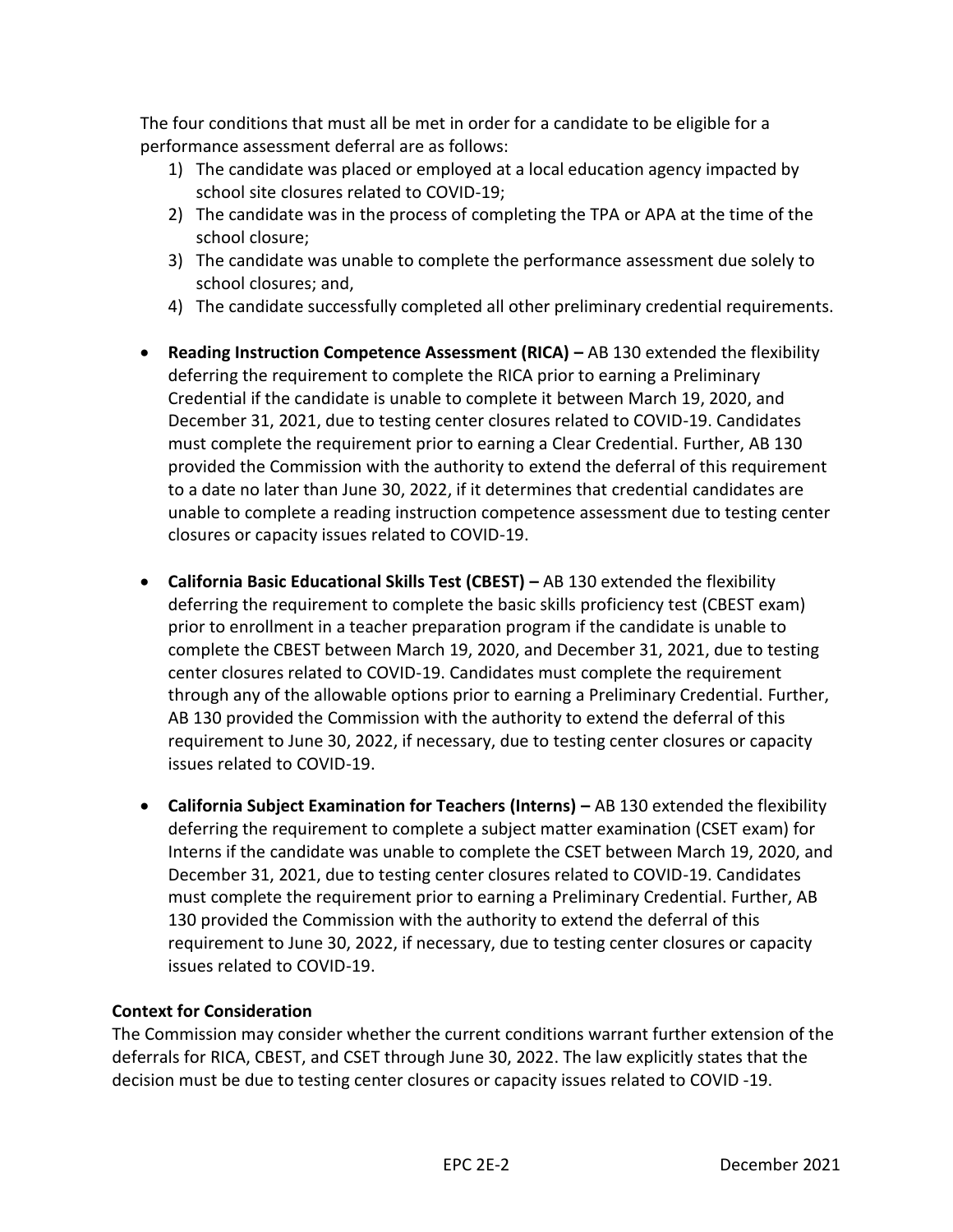The four conditions that must all be met in order for a candidate to be eligible for a performance assessment deferral are as follows:

1) The candidate was placed or employed at a local education agency impacted by school site closures related to COVID-19;
2) The candidate was in the process of completing the TPA or APA at the time of the school closure;
3) The candidate was unable to complete the performance assessment due solely to school closures; and,
4) The candidate successfully completed all other preliminary credential requirements.

- **Reading Instruction Competence Assessment (RICA) –** AB 130 extended the flexibility deferring the requirement to complete the RICA prior to earning a Preliminary Credential if the candidate is unable to complete it between March 19, 2020, and December 31, 2021, due to testing center closures related to COVID-19. Candidates must complete the requirement prior to earning a Clear Credential. Further, AB 130 provided the Commission with the authority to extend the deferral of this requirement to a date no later than June 30, 2022, if it determines that credential candidates are unable to complete a reading instruction competence assessment due to testing center closures or capacity issues related to COVID-19.

- **California Basic Educational Skills Test (CBEST) –** AB 130 extended the flexibility deferring the requirement to complete the basic skills proficiency test (CBEST exam) prior to enrollment in a teacher preparation program if the candidate is unable to complete the CBEST between March 19, 2020, and December 31, 2021, due to testing center closures related to COVID-19. Candidates must complete the requirement through any of the allowable options prior to earning a Preliminary Credential. Further, AB 130 provided the Commission with the authority to extend the deferral of this requirement to June 30, 2022, if necessary, due to testing center closures or capacity issues related to COVID-19.

- **California Subject Examination for Teachers (Interns) –** AB 130 extended the flexibility deferring the requirement to complete a subject matter examination (CSET exam) for Interns if the candidate was unable to complete the CSET between March 19, 2020, and December 31, 2021, due to testing center closures related to COVID-19. Candidates must complete the requirement prior to earning a Preliminary Credential. Further, AB 130 provided the Commission with the authority to extend the deferral of this requirement to June 30, 2022, if necessary, due to testing center closures or capacity issues related to COVID-19.

**Context for Consideration**

The Commission may consider whether the current conditions warrant further extension of the deferrals for RICA, CBEST, and CSET through June 30, 2022. The law explicitly states that the decision must be due to testing center closures or capacity issues related to COVID -19.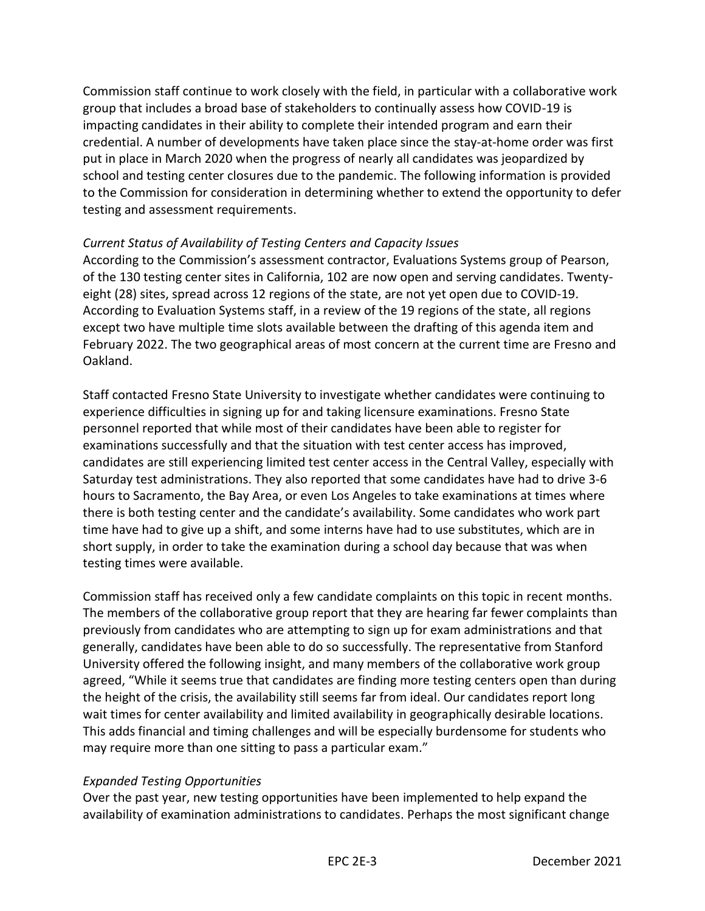Commission staff continue to work closely with the field, in particular with a collaborative work group that includes a broad base of stakeholders to continually assess how COVID-19 is impacting candidates in their ability to complete their intended program and earn their credential. A number of developments have taken place since the stay-at-home order was first put in place in March 2020 when the progress of nearly all candidates was jeopardized by school and testing center closures due to the pandemic. The following information is provided to the Commission for consideration in determining whether to extend the opportunity to defer testing and assessment requirements.

*Current Status of Availability of Testing Centers and Capacity Issues*

According to the Commission's assessment contractor, Evaluations Systems group of Pearson, of the 130 testing center sites in California, 102 are now open and serving candidates. Twenty-eight (28) sites, spread across 12 regions of the state, are not yet open due to COVID-19. According to Evaluation Systems staff, in a review of the 19 regions of the state, all regions except two have multiple time slots available between the drafting of this agenda item and February 2022. The two geographical areas of most concern at the current time are Fresno and Oakland.

Staff contacted Fresno State University to investigate whether candidates were continuing to experience difficulties in signing up for and taking licensure examinations. Fresno State personnel reported that while most of their candidates have been able to register for examinations successfully and that the situation with test center access has improved, candidates are still experiencing limited test center access in the Central Valley, especially with Saturday test administrations. They also reported that some candidates have had to drive 3-6 hours to Sacramento, the Bay Area, or even Los Angeles to take examinations at times where there is both testing center and the candidate's availability. Some candidates who work part time have had to give up a shift, and some interns have had to use substitutes, which are in short supply, in order to take the examination during a school day because that was when testing times were available.

Commission staff has received only a few candidate complaints on this topic in recent months. The members of the collaborative group report that they are hearing far fewer complaints than previously from candidates who are attempting to sign up for exam administrations and that generally, candidates have been able to do so successfully. The representative from Stanford University offered the following insight, and many members of the collaborative work group agreed, "While it seems true that candidates are finding more testing centers open than during the height of the crisis, the availability still seems far from ideal. Our candidates report long wait times for center availability and limited availability in geographically desirable locations. This adds financial and timing challenges and will be especially burdensome for students who may require more than one sitting to pass a particular exam."

*Expanded Testing Opportunities*

Over the past year, new testing opportunities have been implemented to help expand the availability of examination administrations to candidates. Perhaps the most significant change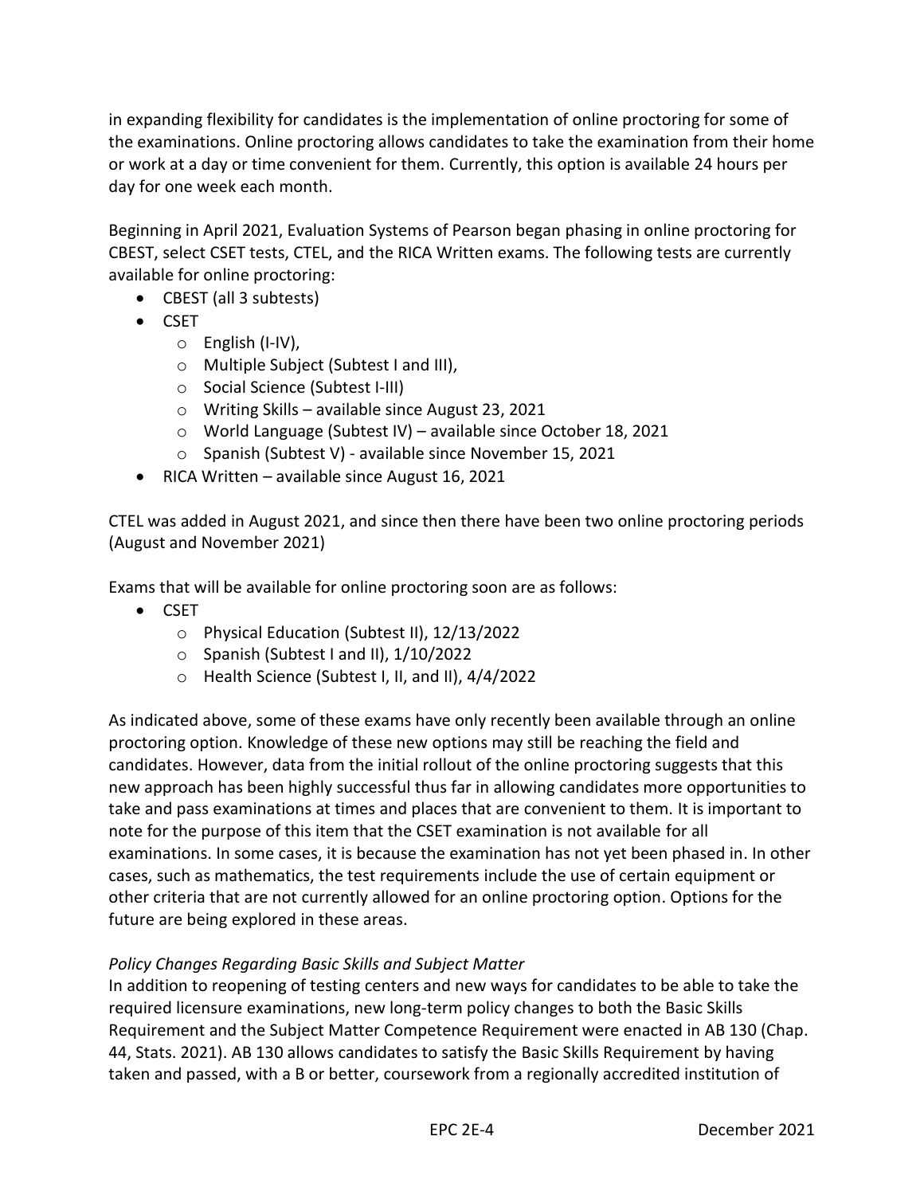in expanding flexibility for candidates is the implementation of online proctoring for some of the examinations. Online proctoring allows candidates to take the examination from their home or work at a day or time convenient for them. Currently, this option is available 24 hours per day for one week each month.

Beginning in April 2021, Evaluation Systems of Pearson began phasing in online proctoring for CBEST, select CSET tests, CTEL, and the RICA Written exams. The following tests are currently available for online proctoring:

- CBEST (all 3 subtests)
- CSET
  - English (I-IV),
  - Multiple Subject (Subtest I and III),
  - Social Science (Subtest I-III)
  - Writing Skills – available since August 23, 2021
  - World Language (Subtest IV) – available since October 18, 2021
  - Spanish (Subtest V) - available since November 15, 2021
- RICA Written – available since August 16, 2021

CTEL was added in August 2021, and since then there have been two online proctoring periods (August and November 2021)

Exams that will be available for online proctoring soon are as follows:

- CSET
  - Physical Education (Subtest II), 12/13/2022
  - Spanish (Subtest I and II), 1/10/2022
  - Health Science (Subtest I, II, and II), 4/4/2022

As indicated above, some of these exams have only recently been available through an online proctoring option. Knowledge of these new options may still be reaching the field and candidates. However, data from the initial rollout of the online proctoring suggests that this new approach has been highly successful thus far in allowing candidates more opportunities to take and pass examinations at times and places that are convenient to them. It is important to note for the purpose of this item that the CSET examination is not available for all examinations. In some cases, it is because the examination has not yet been phased in. In other cases, such as mathematics, the test requirements include the use of certain equipment or other criteria that are not currently allowed for an online proctoring option. Options for the future are being explored in these areas.

*Policy Changes Regarding Basic Skills and Subject Matter*

In addition to reopening of testing centers and new ways for candidates to be able to take the required licensure examinations, new long-term policy changes to both the Basic Skills Requirement and the Subject Matter Competence Requirement were enacted in AB 130 (Chap. 44, Stats. 2021). AB 130 allows candidates to satisfy the Basic Skills Requirement by having taken and passed, with a B or better, coursework from a regionally accredited institution of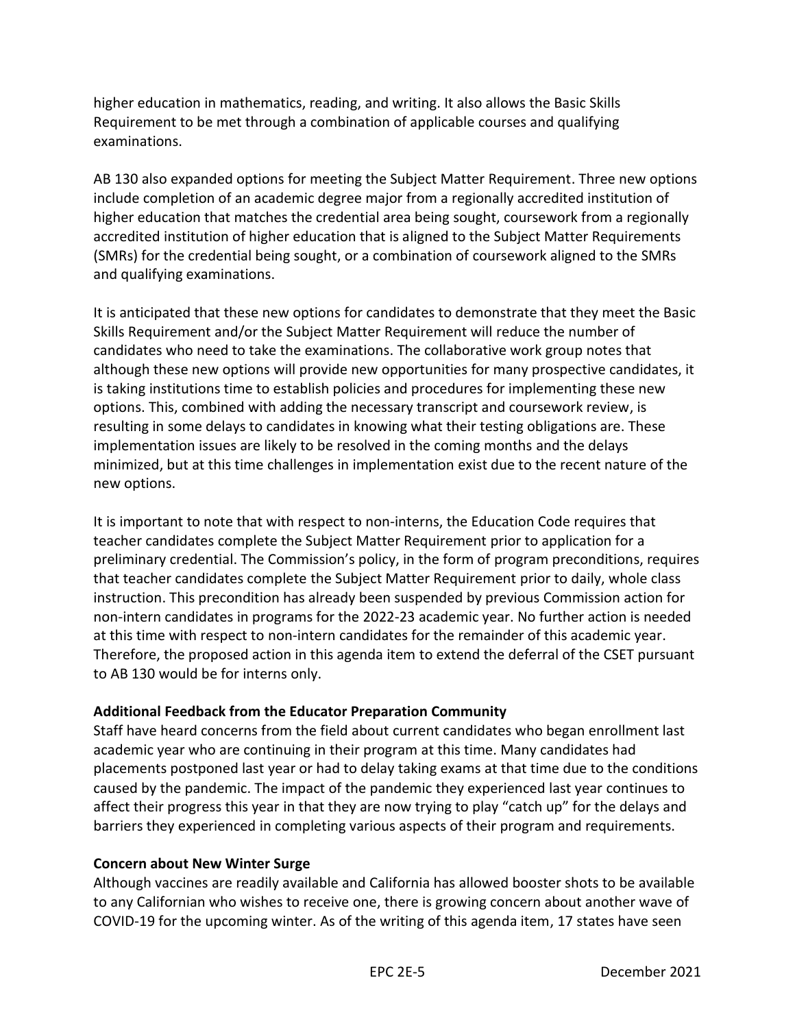higher education in mathematics, reading, and writing. It also allows the Basic Skills Requirement to be met through a combination of applicable courses and qualifying examinations.

AB 130 also expanded options for meeting the Subject Matter Requirement. Three new options include completion of an academic degree major from a regionally accredited institution of higher education that matches the credential area being sought, coursework from a regionally accredited institution of higher education that is aligned to the Subject Matter Requirements (SMRs) for the credential being sought, or a combination of coursework aligned to the SMRs and qualifying examinations.

It is anticipated that these new options for candidates to demonstrate that they meet the Basic Skills Requirement and/or the Subject Matter Requirement will reduce the number of candidates who need to take the examinations. The collaborative work group notes that although these new options will provide new opportunities for many prospective candidates, it is taking institutions time to establish policies and procedures for implementing these new options. This, combined with adding the necessary transcript and coursework review, is resulting in some delays to candidates in knowing what their testing obligations are. These implementation issues are likely to be resolved in the coming months and the delays minimized, but at this time challenges in implementation exist due to the recent nature of the new options.

It is important to note that with respect to non-interns, the Education Code requires that teacher candidates complete the Subject Matter Requirement prior to application for a preliminary credential. The Commission's policy, in the form of program preconditions, requires that teacher candidates complete the Subject Matter Requirement prior to daily, whole class instruction. This precondition has already been suspended by previous Commission action for non-intern candidates in programs for the 2022-23 academic year. No further action is needed at this time with respect to non-intern candidates for the remainder of this academic year. Therefore, the proposed action in this agenda item to extend the deferral of the CSET pursuant to AB 130 would be for interns only.

**Additional Feedback from the Educator Preparation Community**

Staff have heard concerns from the field about current candidates who began enrollment last academic year who are continuing in their program at this time. Many candidates had placements postponed last year or had to delay taking exams at that time due to the conditions caused by the pandemic. The impact of the pandemic they experienced last year continues to affect their progress this year in that they are now trying to play "catch up" for the delays and barriers they experienced in completing various aspects of their program and requirements.

**Concern about New Winter Surge**

Although vaccines are readily available and California has allowed booster shots to be available to any Californian who wishes to receive one, there is growing concern about another wave of COVID-19 for the upcoming winter. As of the writing of this agenda item, 17 states have seen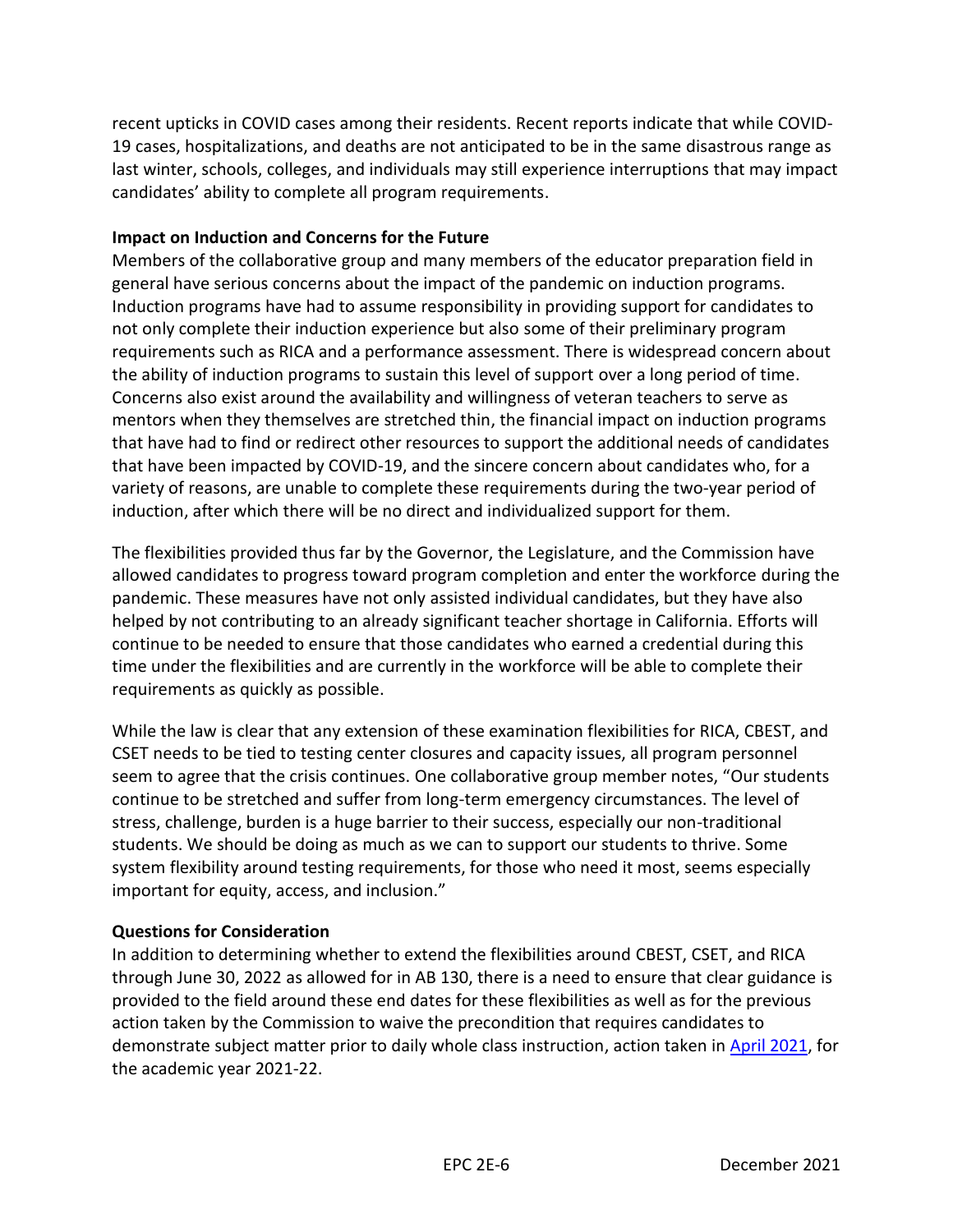recent upticks in COVID cases among their residents. Recent reports indicate that while COVID-19 cases, hospitalizations, and deaths are not anticipated to be in the same disastrous range as last winter, schools, colleges, and individuals may still experience interruptions that may impact candidates' ability to complete all program requirements.

**Impact on Induction and Concerns for the Future**

Members of the collaborative group and many members of the educator preparation field in general have serious concerns about the impact of the pandemic on induction programs. Induction programs have had to assume responsibility in providing support for candidates to not only complete their induction experience but also some of their preliminary program requirements such as RICA and a performance assessment. There is widespread concern about the ability of induction programs to sustain this level of support over a long period of time. Concerns also exist around the availability and willingness of veteran teachers to serve as mentors when they themselves are stretched thin, the financial impact on induction programs that have had to find or redirect other resources to support the additional needs of candidates that have been impacted by COVID-19, and the sincere concern about candidates who, for a variety of reasons, are unable to complete these requirements during the two-year period of induction, after which there will be no direct and individualized support for them.

The flexibilities provided thus far by the Governor, the Legislature, and the Commission have allowed candidates to progress toward program completion and enter the workforce during the pandemic. These measures have not only assisted individual candidates, but they have also helped by not contributing to an already significant teacher shortage in California. Efforts will continue to be needed to ensure that those candidates who earned a credential during this time under the flexibilities and are currently in the workforce will be able to complete their requirements as quickly as possible.

While the law is clear that any extension of these examination flexibilities for RICA, CBEST, and CSET needs to be tied to testing center closures and capacity issues, all program personnel seem to agree that the crisis continues. One collaborative group member notes, "Our students continue to be stretched and suffer from long-term emergency circumstances. The level of stress, challenge, burden is a huge barrier to their success, especially our non-traditional students. We should be doing as much as we can to support our students to thrive. Some system flexibility around testing requirements, for those who need it most, seems especially important for equity, access, and inclusion."

**Questions for Consideration**

In addition to determining whether to extend the flexibilities around CBEST, CSET, and RICA through June 30, 2022 as allowed for in AB 130, there is a need to ensure that clear guidance is provided to the field around these end dates for these flexibilities as well as for the previous action taken by the Commission to waive the precondition that requires candidates to demonstrate subject matter prior to daily whole class instruction, action taken in April 2021, for the academic year 2021-22.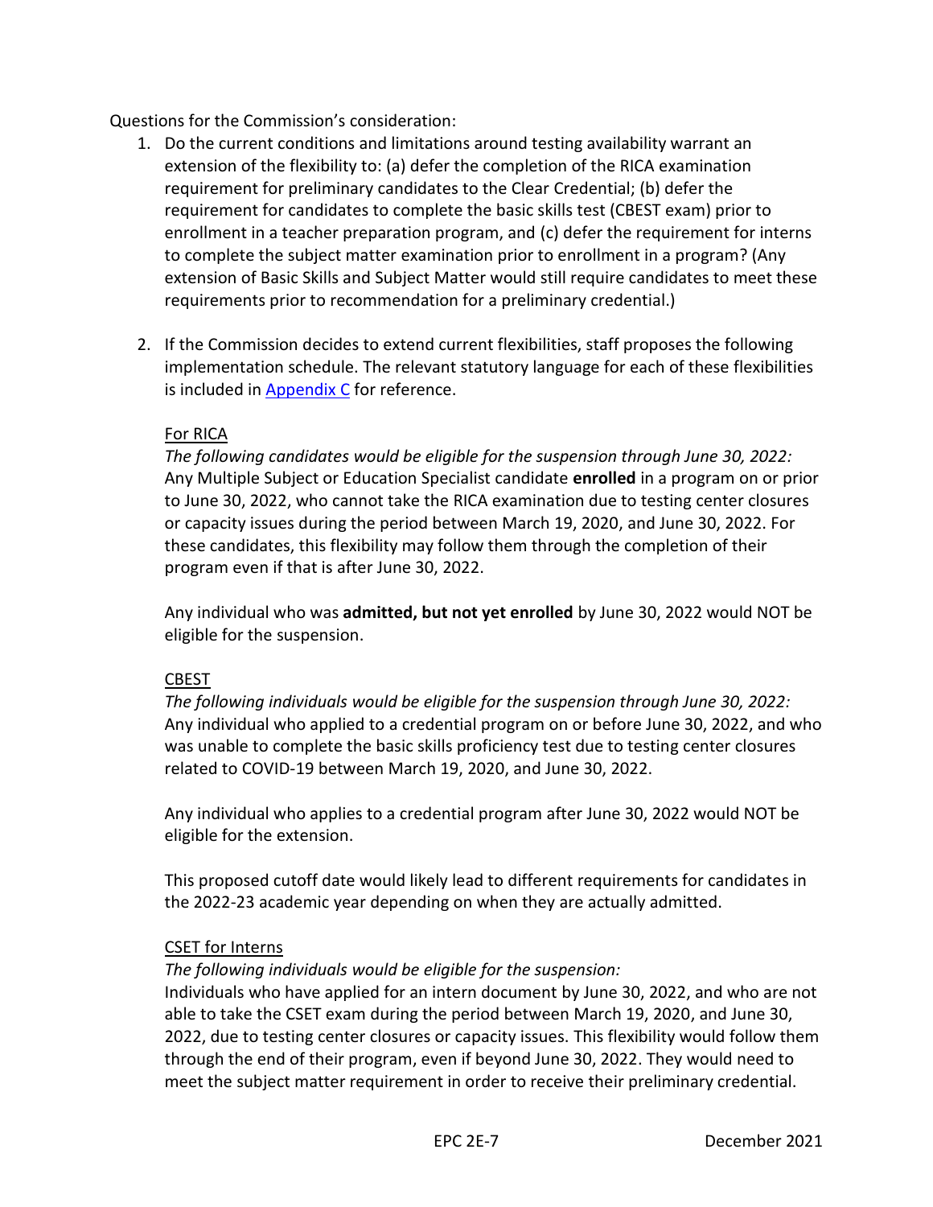Questions for the Commission's consideration:

1. Do the current conditions and limitations around testing availability warrant an extension of the flexibility to: (a) defer the completion of the RICA examination requirement for preliminary candidates to the Clear Credential; (b) defer the requirement for candidates to complete the basic skills test (CBEST exam) prior to enrollment in a teacher preparation program, and (c) defer the requirement for interns to complete the subject matter examination prior to enrollment in a program? (Any extension of Basic Skills and Subject Matter would still require candidates to meet these requirements prior to recommendation for a preliminary credential.)

2. If the Commission decides to extend current flexibilities, staff proposes the following implementation schedule. The relevant statutory language for each of these flexibilities is included in [Appendix C] for reference.

   For RICA

   *The following candidates would be eligible for the suspension through June 30, 2022:* Any Multiple Subject or Education Specialist candidate **enrolled** in a program on or prior to June 30, 2022, who cannot take the RICA examination due to testing center closures or capacity issues during the period between March 19, 2020, and June 30, 2022. For these candidates, this flexibility may follow them through the completion of their program even if that is after June 30, 2022.

   Any individual who was **admitted, but not yet enrolled** by June 30, 2022 would NOT be eligible for the suspension.

   CBEST

   *The following individuals would be eligible for the suspension through June 30, 2022:* Any individual who applied to a credential program on or before June 30, 2022, and who was unable to complete the basic skills proficiency test due to testing center closures related to COVID-19 between March 19, 2020, and June 30, 2022.

   Any individual who applies to a credential program after June 30, 2022 would NOT be eligible for the extension.

   This proposed cutoff date would likely lead to different requirements for candidates in the 2022-23 academic year depending on when they are actually admitted.

   CSET for Interns

   *The following individuals would be eligible for the suspension:*
   Individuals who have applied for an intern document by June 30, 2022, and who are not able to take the CSET exam during the period between March 19, 2020, and June 30, 2022, due to testing center closures or capacity issues. This flexibility would follow them through the end of their program, even if beyond June 30, 2022. They would need to meet the subject matter requirement in order to receive their preliminary credential.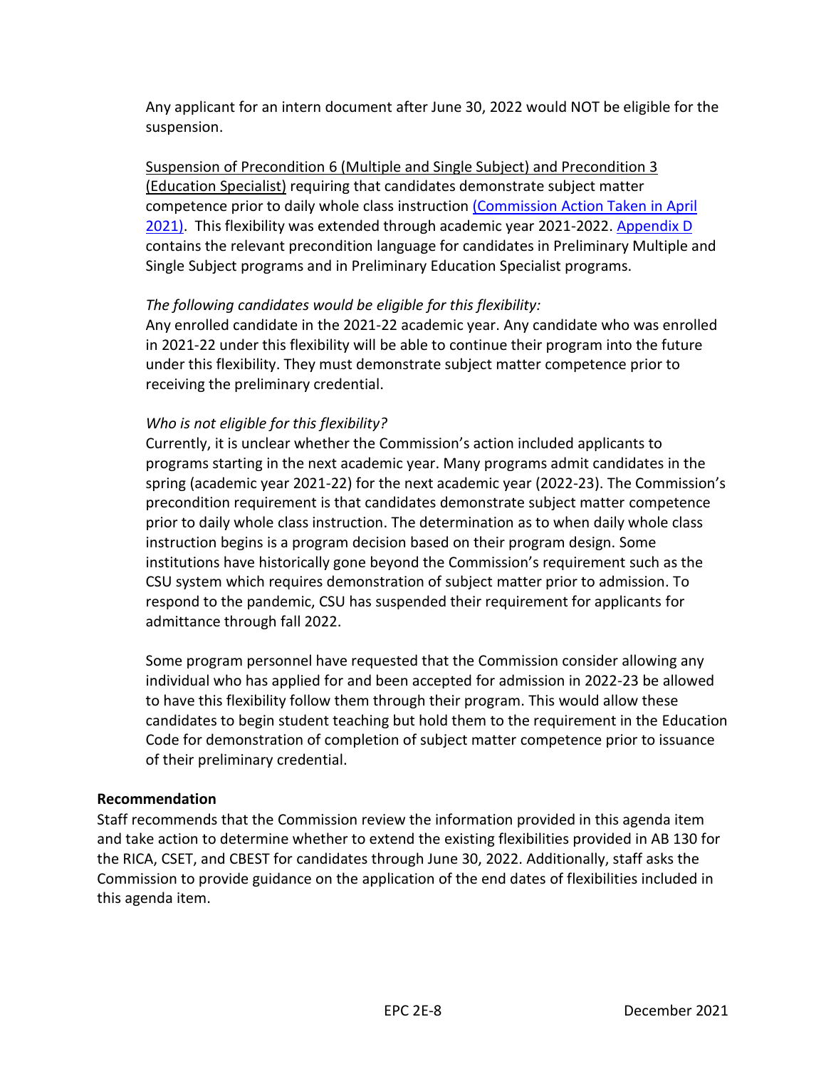Any applicant for an intern document after June 30, 2022 would NOT be eligible for the suspension.

Suspension of Precondition 6 (Multiple and Single Subject) and Precondition 3 (Education Specialist) requiring that candidates demonstrate subject matter competence prior to daily whole class instruction (Commission Action Taken in April 2021). This flexibility was extended through academic year 2021-2022. Appendix D contains the relevant precondition language for candidates in Preliminary Multiple and Single Subject programs and in Preliminary Education Specialist programs.

*The following candidates would be eligible for this flexibility:*
Any enrolled candidate in the 2021-22 academic year. Any candidate who was enrolled in 2021-22 under this flexibility will be able to continue their program into the future under this flexibility. They must demonstrate subject matter competence prior to receiving the preliminary credential.

*Who is not eligible for this flexibility?*
Currently, it is unclear whether the Commission's action included applicants to programs starting in the next academic year. Many programs admit candidates in the spring (academic year 2021-22) for the next academic year (2022-23). The Commission's precondition requirement is that candidates demonstrate subject matter competence prior to daily whole class instruction. The determination as to when daily whole class instruction begins is a program decision based on their program design. Some institutions have historically gone beyond the Commission's requirement such as the CSU system which requires demonstration of subject matter prior to admission. To respond to the pandemic, CSU has suspended their requirement for applicants for admittance through fall 2022.

Some program personnel have requested that the Commission consider allowing any individual who has applied for and been accepted for admission in 2022-23 be allowed to have this flexibility follow them through their program. This would allow these candidates to begin student teaching but hold them to the requirement in the Education Code for demonstration of completion of subject matter competence prior to issuance of their preliminary credential.

**Recommendation**

Staff recommends that the Commission review the information provided in this agenda item and take action to determine whether to extend the existing flexibilities provided in AB 130 for the RICA, CSET, and CBEST for candidates through June 30, 2022. Additionally, staff asks the Commission to provide guidance on the application of the end dates of flexibilities included in this agenda item.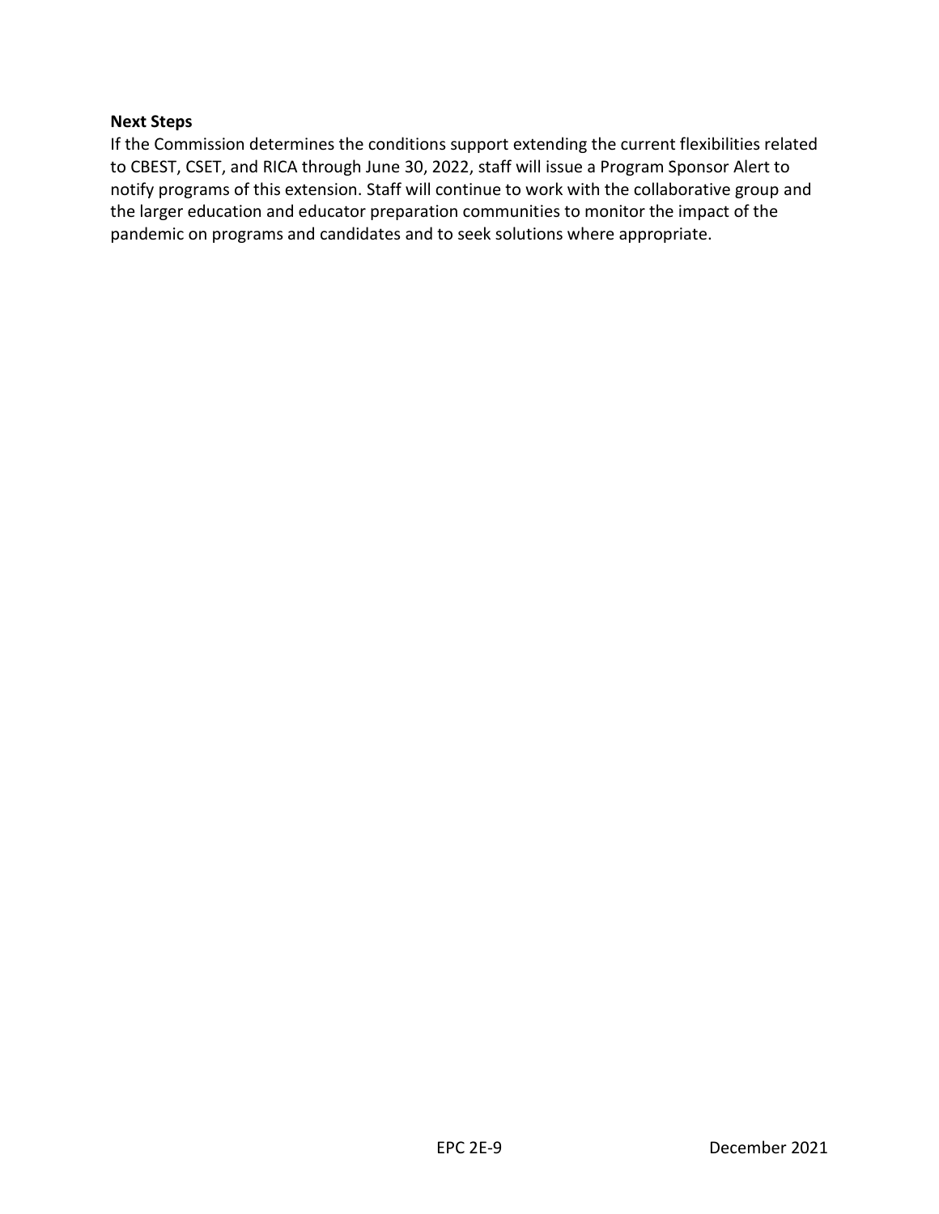**Next Steps**

If the Commission determines the conditions support extending the current flexibilities related to CBEST, CSET, and RICA through June 30, 2022, staff will issue a Program Sponsor Alert to notify programs of this extension. Staff will continue to work with the collaborative group and the larger education and educator preparation communities to monitor the impact of the pandemic on programs and candidates and to seek solutions where appropriate.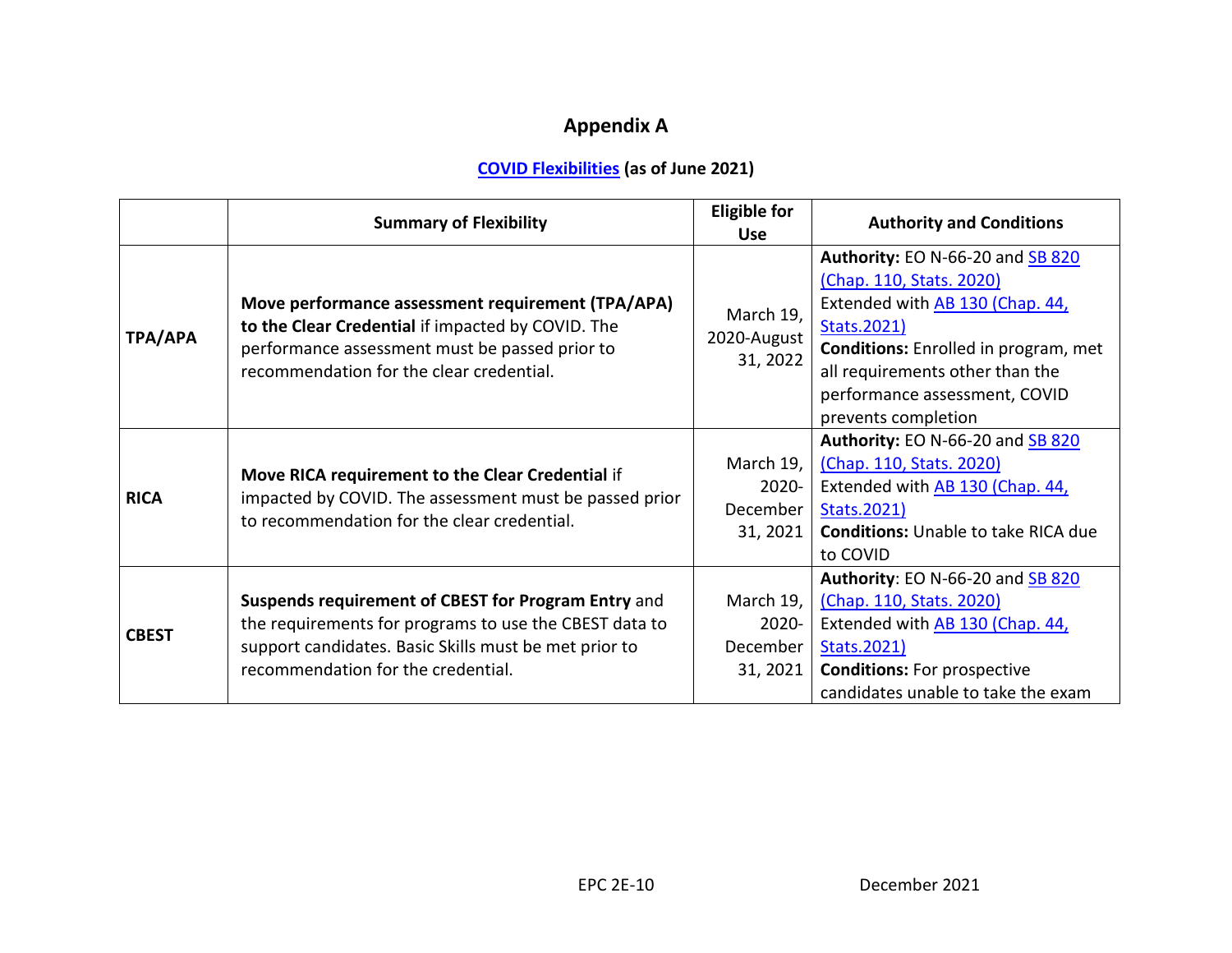# Appendix A

## COVID Flexibilities (as of June 2021)

| | Summary of Flexibility | Eligible for Use | Authority and Conditions |
|---|---|---|---|
| **TPA/APA** | **Move performance assessment requirement (TPA/APA) to the Clear Credential** if impacted by COVID. The performance assessment must be passed prior to recommendation for the clear credential. | March 19, 2020-August 31, 2022 | **Authority:** EO N-66-20 and SB 820 (Chap. 110, Stats. 2020) Extended with AB 130 (Chap. 44, Stats.2021) **Conditions:** Enrolled in program, met all requirements other than the performance assessment, COVID prevents completion |
| **RICA** | **Move RICA requirement to the Clear Credential** if impacted by COVID. The assessment must be passed prior to recommendation for the clear credential. | March 19, 2020-December 31, 2021 | **Authority:** EO N-66-20 and SB 820 (Chap. 110, Stats. 2020) Extended with AB 130 (Chap. 44, Stats.2021) **Conditions:** Unable to take RICA due to COVID |
| **CBEST** | **Suspends requirement of CBEST for Program Entry** and the requirements for programs to use the CBEST data to support candidates. Basic Skills must be met prior to recommendation for the credential. | March 19, 2020-December 31, 2021 | **Authority**: EO N-66-20 and SB 820 (Chap. 110, Stats. 2020) Extended with AB 130 (Chap. 44, Stats.2021) **Conditions:** For prospective candidates unable to take the exam |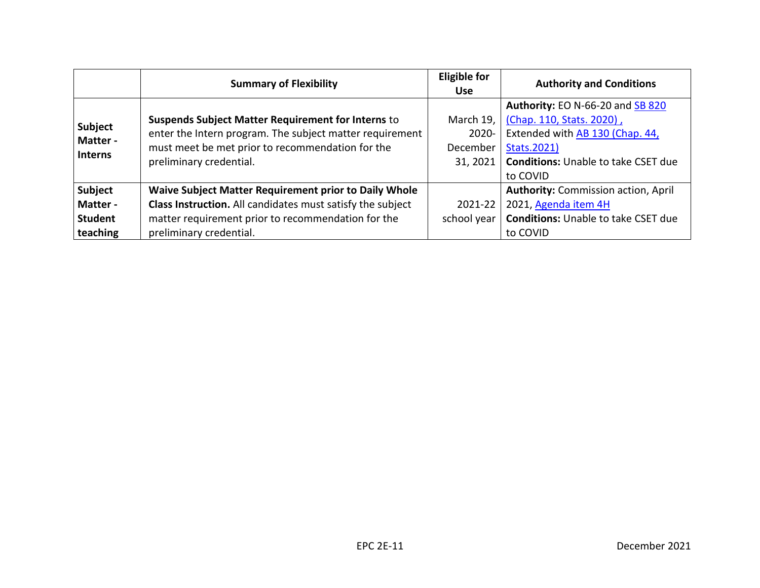| | Summary of Flexibility | Eligible for Use | Authority and Conditions |
|---|---|---|---|
| **Subject Matter - Interns** | **Suspends Subject Matter Requirement for Interns** to enter the Intern program. The subject matter requirement must meet be met prior to recommendation for the preliminary credential. | March 19, 2020- December 31, 2021 | **Authority:** EO N-66-20 and SB 820 (Chap. 110, Stats. 2020) , Extended with AB 130 (Chap. 44, Stats.2021) **Conditions:** Unable to take CSET due to COVID |
| **Subject Matter - Student teaching** | **Waive Subject Matter Requirement prior to Daily Whole Class Instruction.** All candidates must satisfy the subject matter requirement prior to recommendation for the preliminary credential. | 2021-22 school year | **Authority:** Commission action, April 2021, Agenda item 4H **Conditions:** Unable to take CSET due to COVID |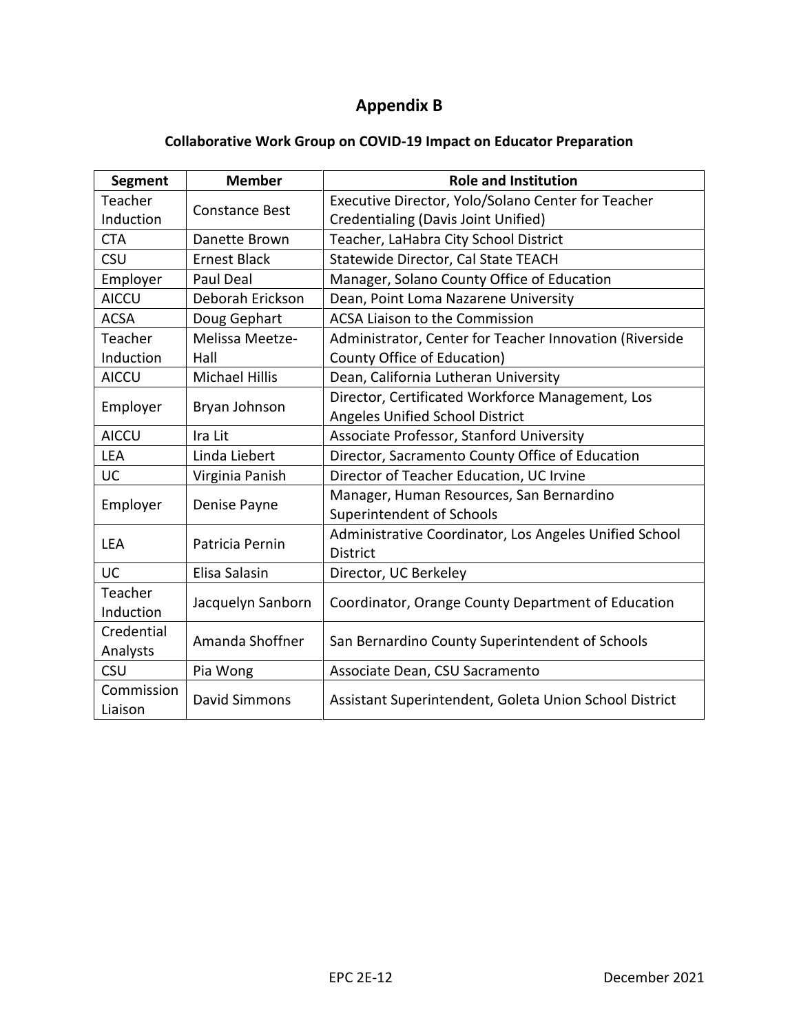# Appendix B

## Collaborative Work Group on COVID-19 Impact on Educator Preparation

| Segment | Member | Role and Institution |
|---|---|---|
| Teacher Induction | Constance Best | Executive Director, Yolo/Solano Center for Teacher Credentialing (Davis Joint Unified) |
| CTA | Danette Brown | Teacher, LaHabra City School District |
| CSU | Ernest Black | Statewide Director, Cal State TEACH |
| Employer | Paul Deal | Manager, Solano County Office of Education |
| AICCU | Deborah Erickson | Dean, Point Loma Nazarene University |
| ACSA | Doug Gephart | ACSA Liaison to the Commission |
| Teacher Induction | Melissa Meetze-Hall | Administrator, Center for Teacher Innovation (Riverside County Office of Education) |
| AICCU | Michael Hillis | Dean, California Lutheran University |
| Employer | Bryan Johnson | Director, Certificated Workforce Management, Los Angeles Unified School District |
| AICCU | Ira Lit | Associate Professor, Stanford University |
| LEA | Linda Liebert | Director, Sacramento County Office of Education |
| UC | Virginia Panish | Director of Teacher Education, UC Irvine |
| Employer | Denise Payne | Manager, Human Resources, San Bernardino Superintendent of Schools |
| LEA | Patricia Pernin | Administrative Coordinator, Los Angeles Unified School District |
| UC | Elisa Salasin | Director, UC Berkeley |
| Teacher Induction | Jacquelyn Sanborn | Coordinator, Orange County Department of Education |
| Credential Analysts | Amanda Shoffner | San Bernardino County Superintendent of Schools |
| CSU | Pia Wong | Associate Dean, CSU Sacramento |
| Commission Liaison | David Simmons | Assistant Superintendent, Goleta Union School District |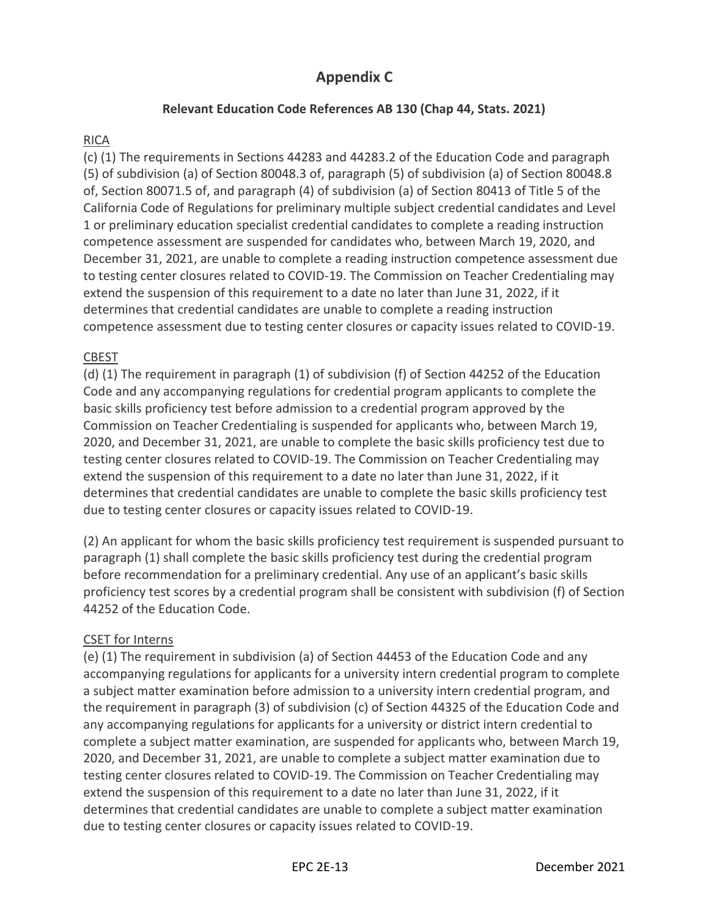# Appendix C

### Relevant Education Code References AB 130 (Chap 44, Stats. 2021)

RICA

(c) (1) The requirements in Sections 44283 and 44283.2 of the Education Code and paragraph (5) of subdivision (a) of Section 80048.3 of, paragraph (5) of subdivision (a) of Section 80048.8 of, Section 80071.5 of, and paragraph (4) of subdivision (a) of Section 80413 of Title 5 of the California Code of Regulations for preliminary multiple subject credential candidates and Level 1 or preliminary education specialist credential candidates to complete a reading instruction competence assessment are suspended for candidates who, between March 19, 2020, and December 31, 2021, are unable to complete a reading instruction competence assessment due to testing center closures related to COVID-19. The Commission on Teacher Credentialing may extend the suspension of this requirement to a date no later than June 31, 2022, if it determines that credential candidates are unable to complete a reading instruction competence assessment due to testing center closures or capacity issues related to COVID-19.

CBEST

(d) (1) The requirement in paragraph (1) of subdivision (f) of Section 44252 of the Education Code and any accompanying regulations for credential program applicants to complete the basic skills proficiency test before admission to a credential program approved by the Commission on Teacher Credentialing is suspended for applicants who, between March 19, 2020, and December 31, 2021, are unable to complete the basic skills proficiency test due to testing center closures related to COVID-19. The Commission on Teacher Credentialing may extend the suspension of this requirement to a date no later than June 31, 2022, if it determines that credential candidates are unable to complete the basic skills proficiency test due to testing center closures or capacity issues related to COVID-19.

(2) An applicant for whom the basic skills proficiency test requirement is suspended pursuant to paragraph (1) shall complete the basic skills proficiency test during the credential program before recommendation for a preliminary credential. Any use of an applicant's basic skills proficiency test scores by a credential program shall be consistent with subdivision (f) of Section 44252 of the Education Code.

CSET for Interns

(e) (1) The requirement in subdivision (a) of Section 44453 of the Education Code and any accompanying regulations for applicants for a university intern credential program to complete a subject matter examination before admission to a university intern credential program, and the requirement in paragraph (3) of subdivision (c) of Section 44325 of the Education Code and any accompanying regulations for applicants for a university or district intern credential to complete a subject matter examination, are suspended for applicants who, between March 19, 2020, and December 31, 2021, are unable to complete a subject matter examination due to testing center closures related to COVID-19. The Commission on Teacher Credentialing may extend the suspension of this requirement to a date no later than June 31, 2022, if it determines that credential candidates are unable to complete a subject matter examination due to testing center closures or capacity issues related to COVID-19.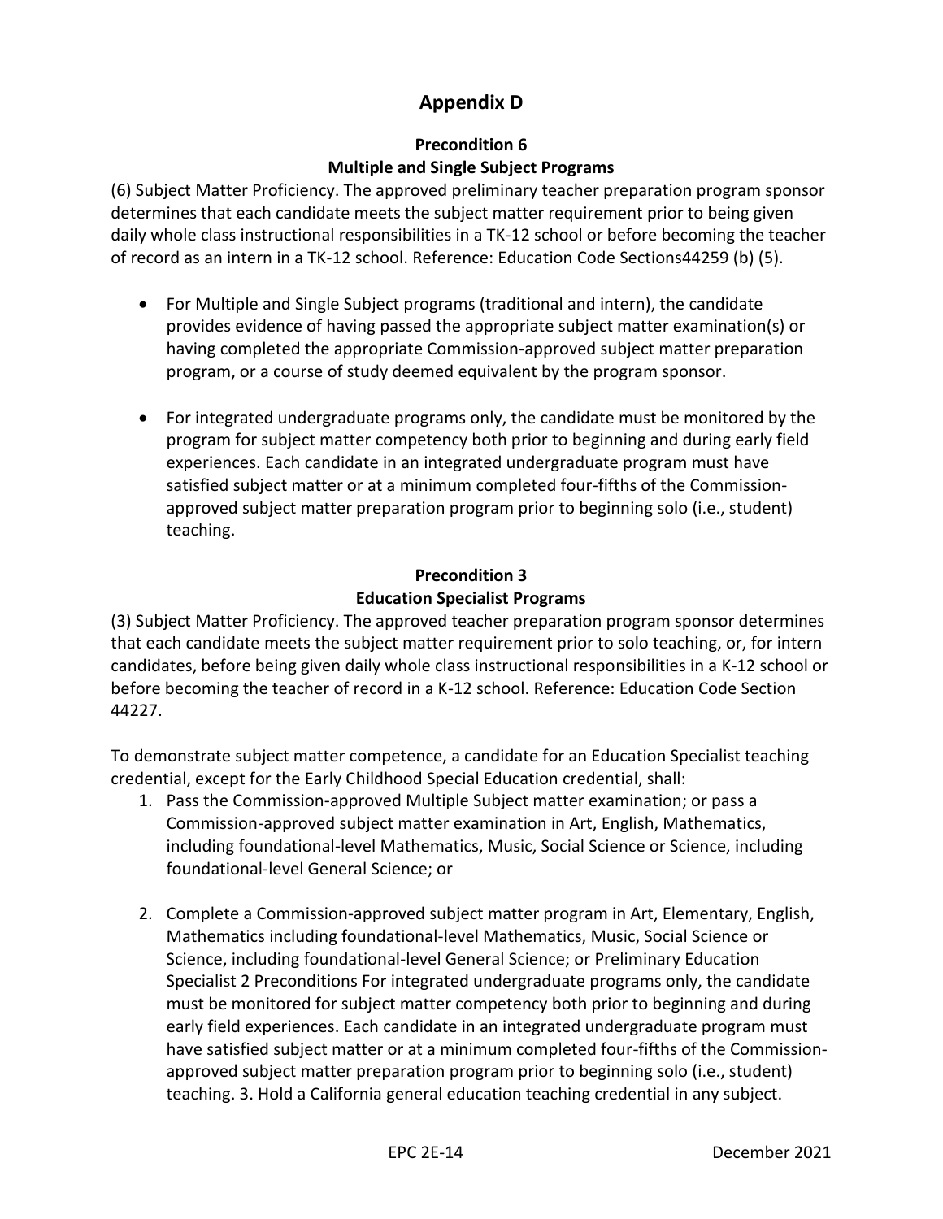# Appendix D

### Precondition 6
### Multiple and Single Subject Programs

(6) Subject Matter Proficiency. The approved preliminary teacher preparation program sponsor determines that each candidate meets the subject matter requirement prior to being given daily whole class instructional responsibilities in a TK-12 school or before becoming the teacher of record as an intern in a TK-12 school. Reference: Education Code Sections44259 (b) (5).

- For Multiple and Single Subject programs (traditional and intern), the candidate provides evidence of having passed the appropriate subject matter examination(s) or having completed the appropriate Commission-approved subject matter preparation program, or a course of study deemed equivalent by the program sponsor.
- For integrated undergraduate programs only, the candidate must be monitored by the program for subject matter competency both prior to beginning and during early field experiences. Each candidate in an integrated undergraduate program must have satisfied subject matter or at a minimum completed four-fifths of the Commission-approved subject matter preparation program prior to beginning solo (i.e., student) teaching.

### Precondition 3
### Education Specialist Programs

(3) Subject Matter Proficiency. The approved teacher preparation program sponsor determines that each candidate meets the subject matter requirement prior to solo teaching, or, for intern candidates, before being given daily whole class instructional responsibilities in a K-12 school or before becoming the teacher of record in a K-12 school. Reference: Education Code Section 44227.

To demonstrate subject matter competence, a candidate for an Education Specialist teaching credential, except for the Early Childhood Special Education credential, shall:

1. Pass the Commission-approved Multiple Subject matter examination; or pass a Commission-approved subject matter examination in Art, English, Mathematics, including foundational-level Mathematics, Music, Social Science or Science, including foundational-level General Science; or
2. Complete a Commission-approved subject matter program in Art, Elementary, English, Mathematics including foundational-level Mathematics, Music, Social Science or Science, including foundational-level General Science; or Preliminary Education Specialist 2 Preconditions For integrated undergraduate programs only, the candidate must be monitored for subject matter competency both prior to beginning and during early field experiences. Each candidate in an integrated undergraduate program must have satisfied subject matter or at a minimum completed four-fifths of the Commission-approved subject matter preparation program prior to beginning solo (i.e., student) teaching. 3. Hold a California general education teaching credential in any subject.